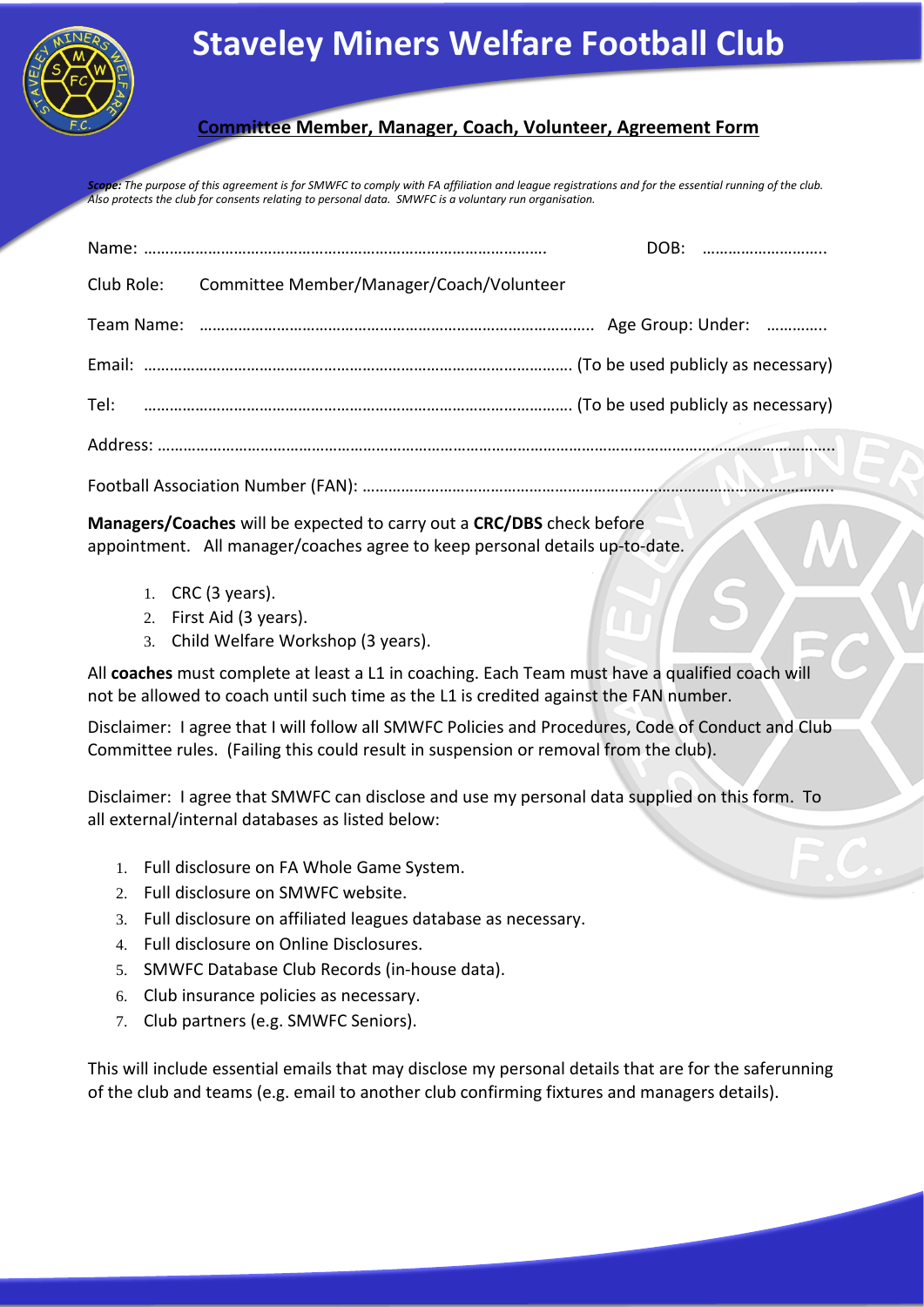# Staveley Miners Welfare Football Club

## Committee Member, Manager, Coach, Volunteer, Agreement Form

***Scope:*** *The purpose of this agreement is for SMWFC to comply with FA affiliation and league registrations and for the essential running of the club. Also protects the club for consents relating to personal data. SMWFC is a voluntary run organisation.*

Name: …………………………………………………………………………………. DOB: ………………………..

Club Role: Committee Member/Manager/Coach/Volunteer

Team Name: ………………………………………………………………………………. Age Group: Under: …………..

Email: ……………………………………………………………………………………… (To be used publicly as necessary)

Tel: ……………………………………………………………………………………… (To be used publicly as necessary)

Address: ……………………………………………………………………………………………………………………………………

Football Association Number (FAN): ………………………………………………………………………………………………

**Managers/Coaches** will be expected to carry out a **CRC/DBS** check before appointment. All manager/coaches agree to keep personal details up-to-date.

1. CRC (3 years).
2. First Aid (3 years).
3. Child Welfare Workshop (3 years).

All **coaches** must complete at least a L1 in coaching. Each Team must have a qualified coach will not be allowed to coach until such time as the L1 is credited against the FAN number.

Disclaimer: I agree that I will follow all SMWFC Policies and Procedures, Code of Conduct and Club Committee rules. (Failing this could result in suspension or removal from the club).

Disclaimer: I agree that SMWFC can disclose and use my personal data supplied on this form. To all external/internal databases as listed below:

1. Full disclosure on FA Whole Game System.
2. Full disclosure on SMWFC website.
3. Full disclosure on affiliated leagues database as necessary.
4. Full disclosure on Online Disclosures.
5. SMWFC Database Club Records (in-house data).
6. Club insurance policies as necessary.
7. Club partners (e.g. SMWFC Seniors).

This will include essential emails that may disclose my personal details that are for the saferunning of the club and teams (e.g. email to another club confirming fixtures and managers details).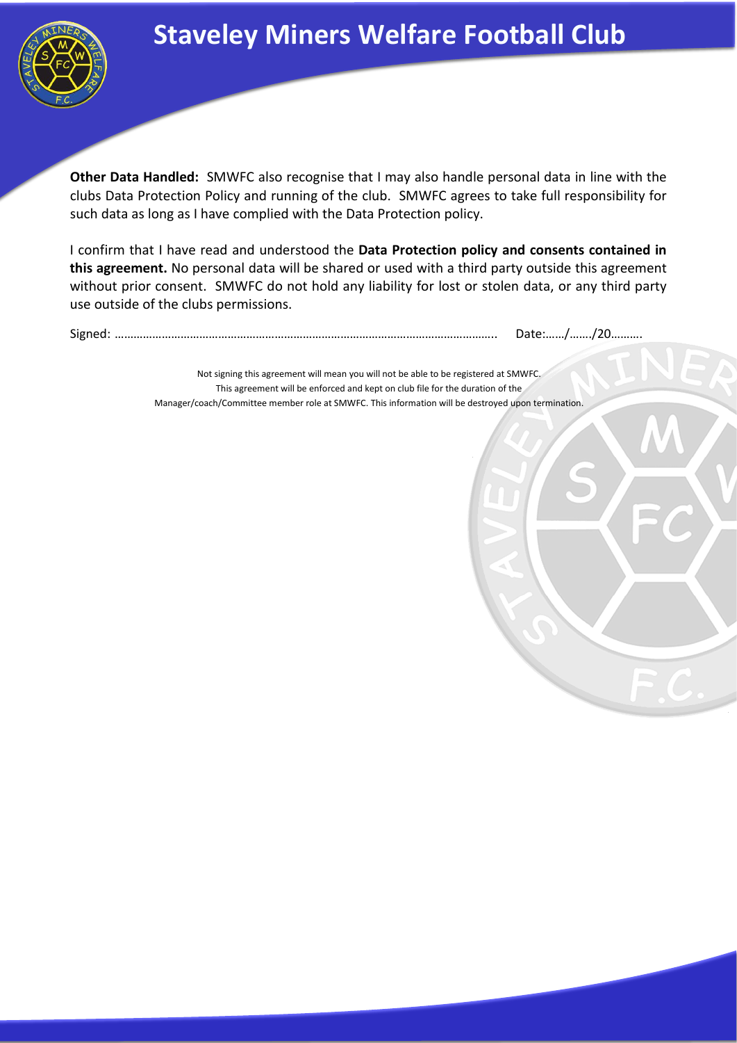# Staveley Miners Welfare Football Club

**Other Data Handled:** SMWFC also recognise that I may also handle personal data in line with the clubs Data Protection Policy and running of the club. SMWFC agrees to take full responsibility for such data as long as I have complied with the Data Protection policy.

I confirm that I have read and understood the **Data Protection policy and consents contained in this agreement.** No personal data will be shared or used with a third party outside this agreement without prior consent. SMWFC do not hold any liability for lost or stolen data, or any third party use outside of the clubs permissions.

Signed: ………………………………………………………………………………………………………….. Date:……/……./20……….

Not signing this agreement will mean you will not be able to be registered at SMWFC.
This agreement will be enforced and kept on club file for the duration of the
Manager/coach/Committee member role at SMWFC. This information will be destroyed upon termination.